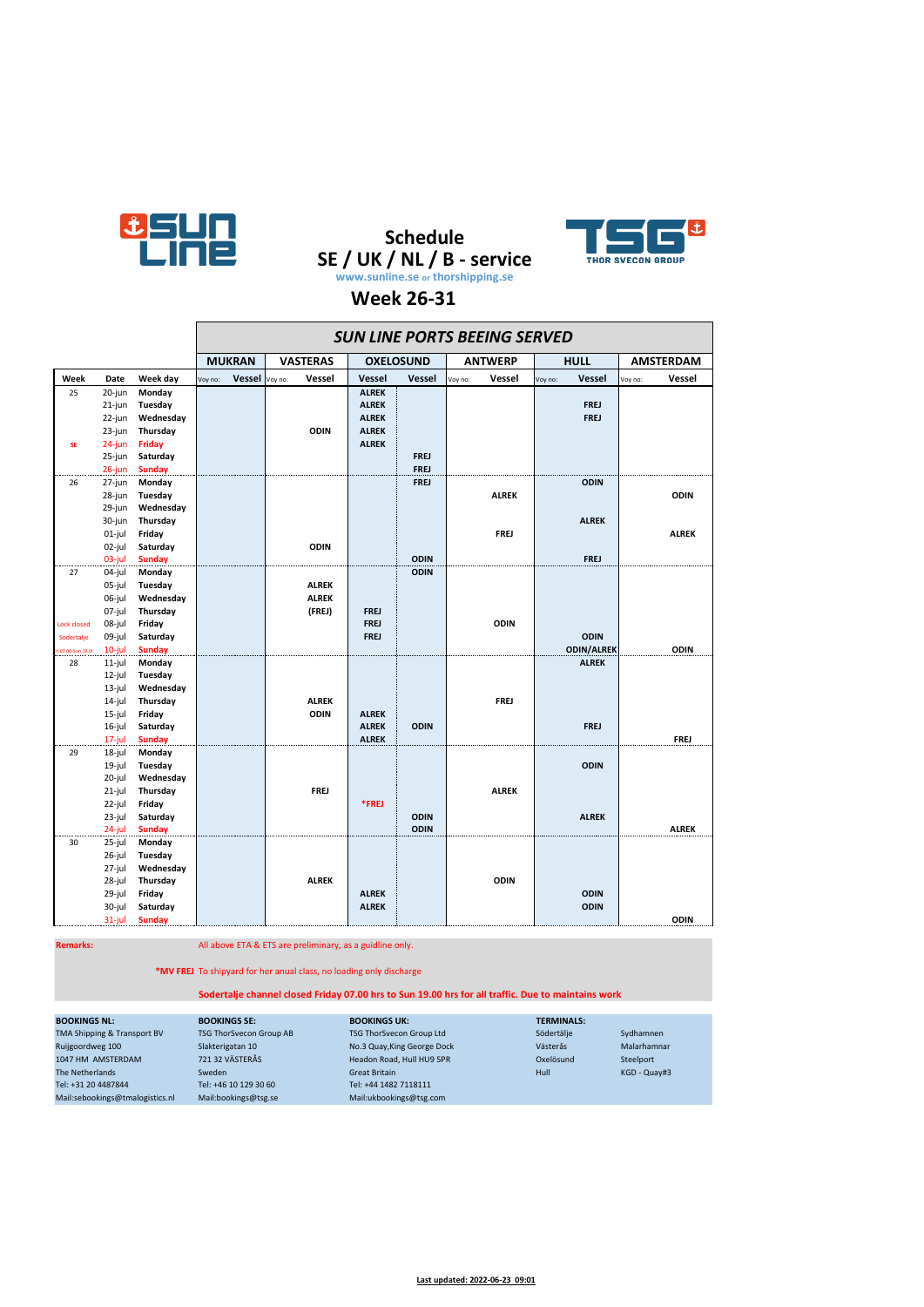# Schedule
## SE / UK / NL / B - service

www.sunline.se or thorshipping.se

## Week 26-31

| | | | SUN LINE PORTS BEEING SERVED | | | | | | | | | | | |
|---|---|---|---|---|---|---|---|---|---|---|---|---|---|---|
| | | | MUKRAN | | VASTERAS | | OXELOSUND | | ANTWERP | | HULL | | AMSTERDAM | |
| Week | Date | Week day | Voy no: | Vessel | Voy no: | Vessel | Vessel | Vessel | Voy no: | Vessel | Voy no: | Vessel | Voy no: | Vessel |
| 25 | 20-jun | Monday | | | | | ALREK | | | | | | | |
| | 21-jun | Tuesday | | | | | ALREK | | | | | FREJ | | |
| | 22-jun | Wednesday | | | | | ALREK | | | | | FREJ | | |
| | 23-jun | Thursday | | | | ODIN | ALREK | | | | | | | |
| SE | 24-jun | Friday | | | | | ALREK | | | | | | | |
| | 25-jun | Saturday | | | | | | FREJ | | | | | | |
| | 26-jun | Sunday | | | | | | FREJ | | | | | | |
| 26 | 27-jun | Monday | | | | | | FREJ | | | | ODIN | | |
| | 28-jun | Tuesday | | | | | | | | ALREK | | | | ODIN |
| | 29-jun | Wednesday | | | | | | | | | | | | |
| | 30-jun | Thursday | | | | | | | | | | ALREK | | |
| | 01-jul | Friday | | | | | | | | FREJ | | | | ALREK |
| | 02-jul | Saturday | | | | ODIN | | | | | | | | |
| | 03-jul | Sunday | | | | | | ODIN | | | | FREJ | | |
| 27 | 04-jul | Monday | | | | | | ODIN | | | | | | |
| | 05-jul | Tuesday | | | | ALREK | | | | | | | | |
| | 06-jul | Wednesday | | | | ALREK | | | | | | | | |
| | 07-jul | Thursday | | | | (FREJ) | FREJ | | | | | | | |
| Lock closed | 08-jul | Friday | | | | | FREJ | | | ODIN | | | | |
| Sodertalje | 09-jul | Saturday | | | | | FREJ | | | | | ODIN | | |
| Fri 07.00-Sun 19.00 | 10-jul | Sunday | | | | | | | | | | ODIN/ALREK | | ODIN |
| 28 | 11-jul | Monday | | | | | | | | | | ALREK | | |
| | 12-jul | Tuesday | | | | | | | | | | | | |
| | 13-jul | Wednesday | | | | | | | | | | | | |
| | 14-jul | Thursday | | | | ALREK | | | | FREJ | | | | |
| | 15-jul | Friday | | | | ODIN | ALREK | | | | | | | |
| | 16-jul | Saturday | | | | | ALREK | ODIN | | | | FREJ | | |
| | 17-jul | Sunday | | | | | ALREK | | | | | | | FREJ |
| 29 | 18-jul | Monday | | | | | | | | | | | | |
| | 19-jul | Tuesday | | | | | | | | | | ODIN | | |
| | 20-jul | Wednesday | | | | | | | | | | | | |
| | 21-jul | Thursday | | | | FREJ | | | | ALREK | | | | |
| | 22-jul | Friday | | | | | *FREJ | | | | | | | |
| | 23-jul | Saturday | | | | | | ODIN | | | | ALREK | | |
| | 24-jul | Sunday | | | | | | ODIN | | | | | | ALREK |
| 30 | 25-jul | Monday | | | | | | | | | | | | |
| | 26-jul | Tuesday | | | | | | | | | | | | |
| | 27-jul | Wednesday | | | | | | | | | | | | |
| | 28-jul | Thursday | | | | ALREK | | | | ODIN | | | | |
| | 29-jul | Friday | | | | | ALREK | | | | | ODIN | | |
| | 30-jul | Saturday | | | | | ALREK | | | | | ODIN | | |
| | 31-jul | Sunday | | | | | | | | | | | | ODIN |

**Remarks:** All above ETA & ETS are preliminary, as a guideline only.

***MV FREJ** To shipyard for her anual class, no loading only discharge

**Sodertalje channel closed Friday 07.00 hrs to Sun 19.00 hrs for all traffic. Due to maintains work**

| BOOKINGS NL: | BOOKINGS SE: | BOOKINGS UK: | TERMINALS: | |
|---|---|---|---|---|
| TMA Shipping & Transport BV | TSG ThorSvecon Group AB | TSG ThorSvecon Group Ltd | Södertälje | Sydhamnen |
| Ruijgoordweg 100 | Slakterigatan 10 | No.3 Quay,King George Dock | Västerås | Malarhamnar |
| 1047 HM AMSTERDAM | 721 32 VÄSTERÅS | Headon Road, Hull HU9 5PR | Oxelösund | Steelport |
| The Netherlands | Sweden | Great Britain | Hull | KGD - Quay#3 |
| Tel: +31 20 4487844 | Tel: +46 10 129 30 60 | Tel: +44 1482 7118111 | | |
| Mail:sebookings@tmalogistics.nl | Mail:bookings@tsg.se | Mail:ukbookings@tsg.com | | |

Last updated: 2022-06-23 09:01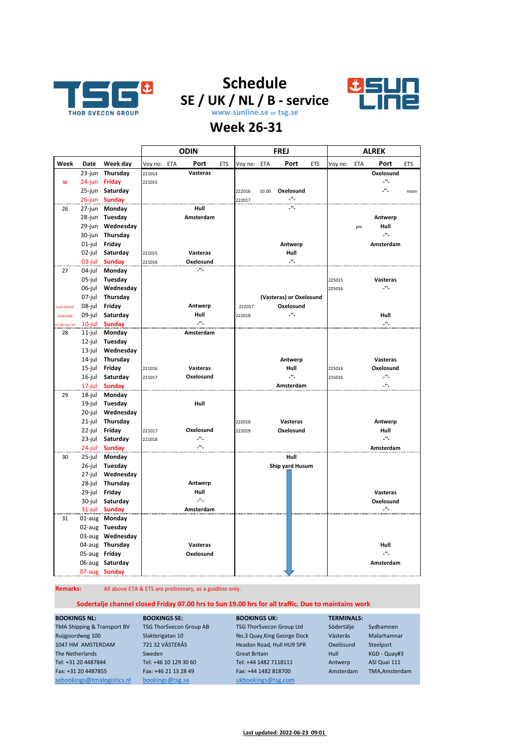# Schedule

## SE / UK / NL / B - service

www.sunline.se or tsg.se

## Week 26-31

| | | | ODIN | | | | FREJ | | | | ALREK | | | |
|---|---|---|---|---|---|---|---|---|---|---|---|---|---|---|
| Week | Date | Week day | Voy no: | ETA | Port | ETS | Voy no: | ETA | Port | ETS | Voy no: | ETA | Port | ETS |
| | 23-jun | Thursday | 221014 | | Vasteras | | | | | | | | Oxelosund | |
| SE | 24-jun | Friday | 221015 | | | | | | | | | | -"- | |
| | 25-jun | Saturday | | | | | 222016 | 10.00 | Oxelosund | | | | -"- | noon |
| | 26-jun | Sunday | | | | | 222017 | | -"- | | | | | |
| 26 | 27-jun | Monday | | | Hull | | | | -"- | | | | | |
| | 28-jun | Tuesday | | | Amsterdam | | | | | | | | Antwerp | |
| | 29-jun | Wednesday | | | | | | | | | | pm | Hull | |
| | 30-jun | Thursday | | | | | | | | | | | -"- | |
| | 01-jul | Friday | | | | | | | Antwerp | | | | Amsterdam | |
| | 02-jul | Saturday | 221015 | | Vasteras | | | | Hull | | | | | |
| | 03-jul | Sunday | 221016 | | Oxelosund | | | | -"- | | | | | |
| 27 | 04-jul | Monday | | | -"- | | | | | | | | | |
| | 05-jul | Tuesday | | | | | | | | | 225015 | | Vasteras | |
| | 06-jul | Wednesday | | | | | | | | | 225016 | | -"- | |
| | 07-jul | Thursday | | | | | | | (Vasteras) or Oxelosund | | | | | |
| Lock closed | 08-jul | Friday | | | Antwerp | | 222017 | | Oxelosund | | | | | |
| Sodertalje | 09-jul | Saturday | | | Hull | | 222018 | | -"- | | | | Hull | |
| 07.00-Sun 19 | 10-jul | Sunday | | | -"- | | | | | | | | -"- | |
| 28 | 11-jul | Monday | | | Amsterdam | | | | | | | | | |
| | 12-jul | Tuesday | | | | | | | | | | | | |
| | 13-jul | Wednesday | | | | | | | | | | | | |
| | 14-jul | Thursday | | | | | | | Antwerp | | | | Vasteras | |
| | 15-jul | Friday | 221016 | | Vasteras | | | | Hull | | 225016 | | Oxelosund | |
| | 16-jul | Saturday | 221017 | | Oxelosund | | | | -"- | | 225016 | | -"- | |
| | 17-jul | Sunday | | | | | | | Amsterdam | | | | -"- | |
| 29 | 18-jul | Monday | | | | | | | | | | | | |
| | 19-jul | Tuesday | | | Hull | | | | | | | | | |
| | 20-jul | Wednesday | | | | | | | | | | | | |
| | 21-jul | Thursday | | | | | 222018 | | Vasteras | | | | Antwerp | |
| | 22-jul | Friday | 221017 | | Oxelosund | | 222019 | | Oxelosund | | | | Hull | |
| | 23-jul | Saturday | 221018 | | -"- | | | | | | | | -"- | |
| | 24-jul | Sunday | | | -"- | | | | | | | | Amsterdam | |
| 30 | 25-jul | Monday | | | | | | | Hull | | | | | |
| | 26-jul | Tuesday | | | | | | | Ship yard Husum | | | | | |
| | 27-jul | Wednesday | | | | | | | | | | | | |
| | 28-jul | Thursday | | | Antwerp | | | | | | | | | |
| | 29-jul | Friday | | | Hull | | | | | | | | Vasteras | |
| | 30-jul | Saturday | | | -"- | | | | | | | | Oxelosund | |
| | 31-jul | Sunday | | | Amsterdam | | | | | | | | -"- | |
| 31 | 01-aug | Monday | | | | | | | | | | | | |
| | 02-aug | Tuesday | | | | | | | | | | | | |
| | 03-aug | Wednesday | | | | | | | | | | | | |
| | 04-aug | Thursday | | | Vasteras | | | | | | | | Hull | |
| | 05-aug | Friday | | | Oxelosund | | | | | | | | -"- | |
| | 06-aug | Saturday | | | | | | | | | | | Amsterdam | |
| | 07-aug | Sunday | | | | | | | | | | | | |

**Remarks:** All above ETA & ETS are preliminary, as a guidline only.

**Sodertalje channel closed Friday 07.00 hrs to Sun 19.00 hrs for all traffic. Due to maintains work**

| BOOKINGS NL: | BOOKINGS SE: | BOOKINGS UK: | TERMINALS: | |
|---|---|---|---|---|
| TMA Shipping & Transport BV | TSG ThorSvecon Group AB | TSG ThorSvecon Group Ltd | Södertälje | Sydhamnen |
| Ruijgoordweg 100 | Slakterigatan 10 | No.3 Quay,King George Dock | Västerås | Malarhamnar |
| 1047 HM AMSTERDAM | 721 32 VÄSTERÅS | Headon Road, Hull HU9 5PR | Oxelösund | Steelport |
| The Netherlands | Sweden | Great Britain | Hull | KGD - Quay#3 |
| Tel: +31 20 4487844 | Tel: +46 10 129 30 60 | Tel: +44 1482 7118111 | Antwerp | ASI Quai 111 |
| Fax: +31 20 4487855 | Fax: +46 21 13 28 49 | Fax: +44 1482 818700 | Amsterdam | TMA,Amsterdam |
| sebookings@tmalogistics.nl | bookings@tsg.se | ukbookings@tsg.com | | |

Last updated: 2022-06-23 09:01